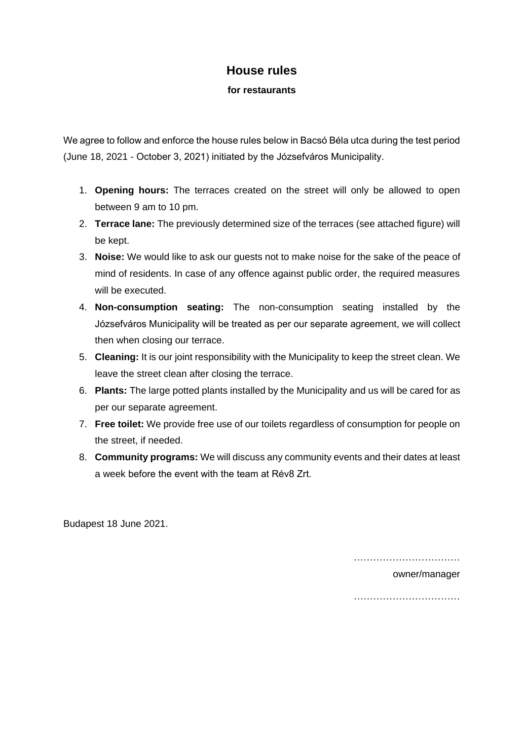# House rules

### for restaurants

We agree to follow and enforce the house rules below in Bacsó Béla utca during the test period (June 18, 2021 - October 3, 2021) initiated by the Józsefváros Municipality.

1. **Opening hours:** The terraces created on the street will only be allowed to open between 9 am to 10 pm.
2. **Terrace lane:** The previously determined size of the terraces (see attached figure) will be kept.
3. **Noise:** We would like to ask our guests not to make noise for the sake of the peace of mind of residents. In case of any offence against public order, the required measures will be executed.
4. **Non-consumption seating:** The non-consumption seating installed by the Józsefváros Municipality will be treated as per our separate agreement, we will collect then when closing our terrace.
5. **Cleaning:** It is our joint responsibility with the Municipality to keep the street clean. We leave the street clean after closing the terrace.
6. **Plants:** The large potted plants installed by the Municipality and us will be cared for as per our separate agreement.
7. **Free toilet:** We provide free use of our toilets regardless of consumption for people on the street, if needed.
8. **Community programs:** We will discuss any community events and their dates at least a week before the event with the team at Rév8 Zrt.

Budapest 18 June 2021.

……………………………

owner/manager

……………………………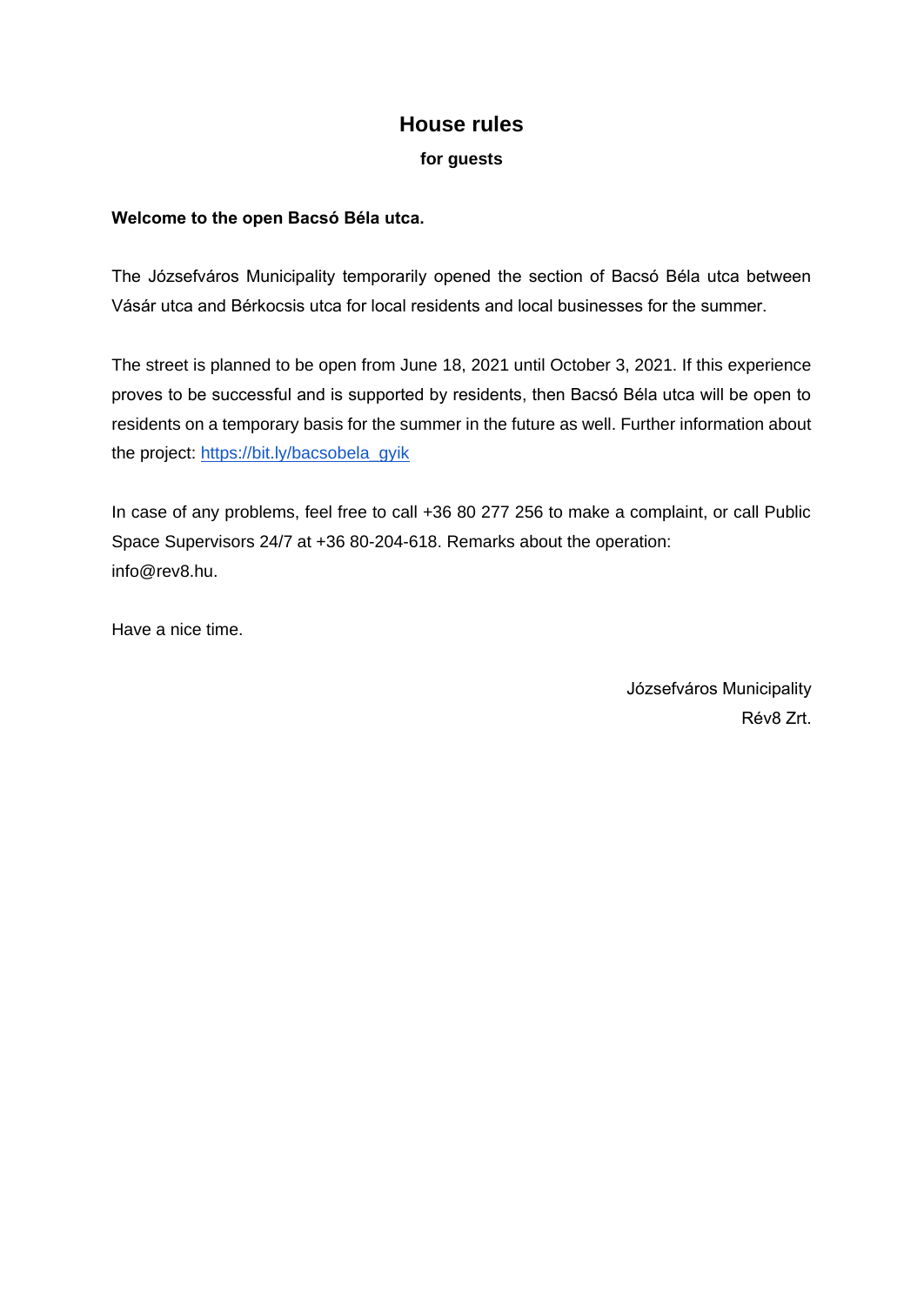# House rules

### for guests

**Welcome to the open Bacsó Béla utca.**

The Józsefváros Municipality temporarily opened the section of Bacsó Béla utca between Vásár utca and Bérkocsis utca for local residents and local businesses for the summer.

The street is planned to be open from June 18, 2021 until October 3, 2021. If this experience proves to be successful and is supported by residents, then Bacsó Béla utca will be open to residents on a temporary basis for the summer in the future as well. Further information about the project: [https://bit.ly/bacsobela_gyik](https://bit.ly/bacsobela_gyik)

In case of any problems, feel free to call +36 80 277 256 to make a complaint, or call Public Space Supervisors 24/7 at +36 80-204-618. Remarks about the operation: info@rev8.hu.

Have a nice time.

Józsefváros Municipality
Rév8 Zrt.